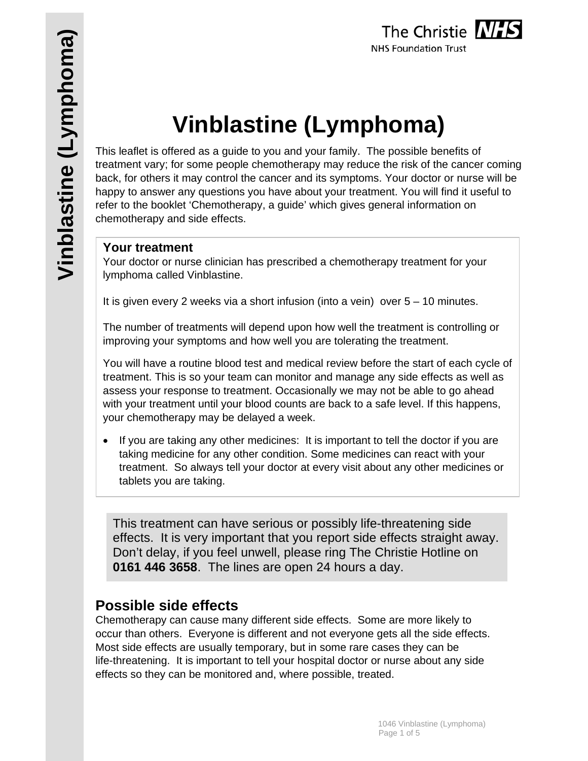# Vinblastine (Lymphoma)

This leaflet is offered as a guide to you and your family. The possible benefits of treatment vary; for some people chemotherapy may reduce the risk of the cancer coming back, for others it may control the cancer and its symptoms. Your doctor or nurse will be happy to answer any questions you have about your treatment. You will find it useful to refer to the booklet 'Chemotherapy, a guide' which gives general information on chemotherapy and side effects.

### Your treatment

Your doctor or nurse clinician has prescribed a chemotherapy treatment for your lymphoma called Vinblastine.

It is given every 2 weeks via a short infusion (into a vein) over 5 – 10 minutes.

The number of treatments will depend upon how well the treatment is controlling or improving your symptoms and how well you are tolerating the treatment.

You will have a routine blood test and medical review before the start of each cycle of treatment. This is so your team can monitor and manage any side effects as well as assess your response to treatment. Occasionally we may not be able to go ahead with your treatment until your blood counts are back to a safe level. If this happens, your chemotherapy may be delayed a week.

- If you are taking any other medicines: It is important to tell the doctor if you are taking medicine for any other condition. Some medicines can react with your treatment. So always tell your doctor at every visit about any other medicines or tablets you are taking.

This treatment can have serious or possibly life-threatening side effects. It is very important that you report side effects straight away. Don't delay, if you feel unwell, please ring The Christie Hotline on **0161 446 3658**. The lines are open 24 hours a day.

## Possible side effects

Chemotherapy can cause many different side effects. Some are more likely to occur than others. Everyone is different and not everyone gets all the side effects. Most side effects are usually temporary, but in some rare cases they can be life-threatening. It is important to tell your hospital doctor or nurse about any side effects so they can be monitored and, where possible, treated.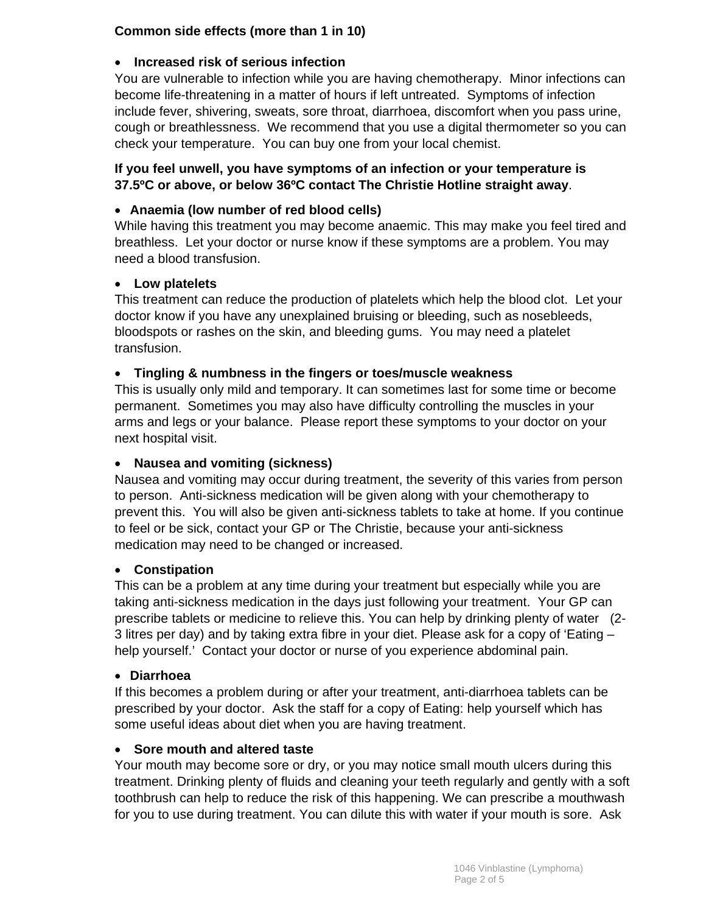**Common side effects (more than 1 in 10)**

- **Increased risk of serious infection**

You are vulnerable to infection while you are having chemotherapy. Minor infections can become life-threatening in a matter of hours if left untreated. Symptoms of infection include fever, shivering, sweats, sore throat, diarrhoea, discomfort when you pass urine, cough or breathlessness. We recommend that you use a digital thermometer so you can check your temperature. You can buy one from your local chemist.

**If you feel unwell, you have symptoms of an infection or your temperature is 37.5ºC or above, or below 36ºC contact The Christie Hotline straight away**.

- **Anaemia (low number of red blood cells)**

While having this treatment you may become anaemic. This may make you feel tired and breathless. Let your doctor or nurse know if these symptoms are a problem. You may need a blood transfusion.

- **Low platelets**

This treatment can reduce the production of platelets which help the blood clot. Let your doctor know if you have any unexplained bruising or bleeding, such as nosebleeds, bloodspots or rashes on the skin, and bleeding gums. You may need a platelet transfusion.

- **Tingling & numbness in the fingers or toes/muscle weakness**

This is usually only mild and temporary. It can sometimes last for some time or become permanent. Sometimes you may also have difficulty controlling the muscles in your arms and legs or your balance. Please report these symptoms to your doctor on your next hospital visit.

- **Nausea and vomiting (sickness)**

Nausea and vomiting may occur during treatment, the severity of this varies from person to person. Anti-sickness medication will be given along with your chemotherapy to prevent this. You will also be given anti-sickness tablets to take at home. If you continue to feel or be sick, contact your GP or The Christie, because your anti-sickness medication may need to be changed or increased.

- **Constipation**

This can be a problem at any time during your treatment but especially while you are taking anti-sickness medication in the days just following your treatment. Your GP can prescribe tablets or medicine to relieve this. You can help by drinking plenty of water (2-3 litres per day) and by taking extra fibre in your diet. Please ask for a copy of 'Eating – help yourself.' Contact your doctor or nurse of you experience abdominal pain.

- **Diarrhoea**

If this becomes a problem during or after your treatment, anti-diarrhoea tablets can be prescribed by your doctor. Ask the staff for a copy of Eating: help yourself which has some useful ideas about diet when you are having treatment.

- **Sore mouth and altered taste**

Your mouth may become sore or dry, or you may notice small mouth ulcers during this treatment. Drinking plenty of fluids and cleaning your teeth regularly and gently with a soft toothbrush can help to reduce the risk of this happening. We can prescribe a mouthwash for you to use during treatment. You can dilute this with water if your mouth is sore. Ask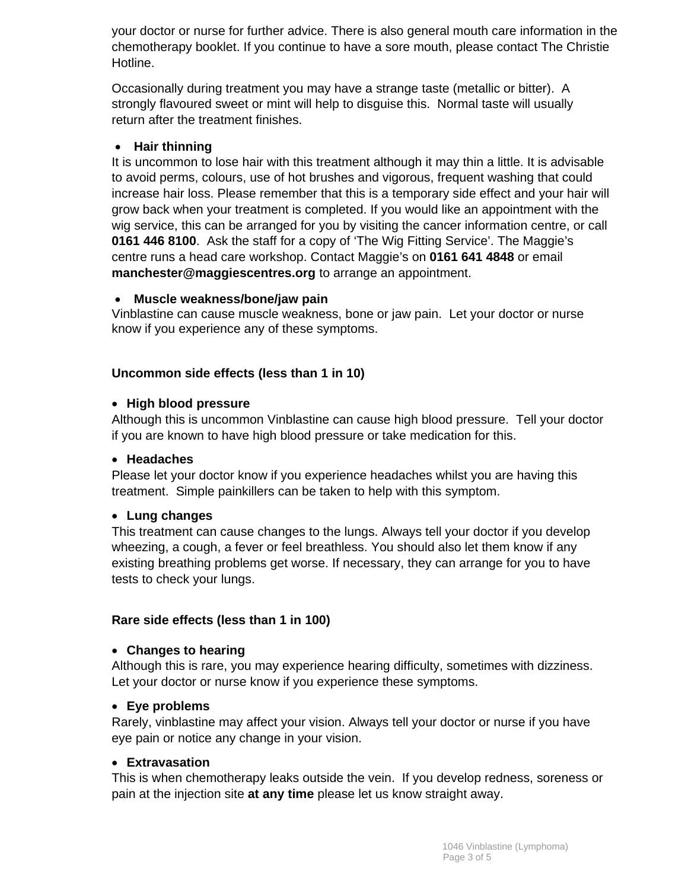your doctor or nurse for further advice. There is also general mouth care information in the chemotherapy booklet. If you continue to have a sore mouth, please contact The Christie Hotline.

Occasionally during treatment you may have a strange taste (metallic or bitter). A strongly flavoured sweet or mint will help to disguise this. Normal taste will usually return after the treatment finishes.

- **Hair thinning**

It is uncommon to lose hair with this treatment although it may thin a little. It is advisable to avoid perms, colours, use of hot brushes and vigorous, frequent washing that could increase hair loss. Please remember that this is a temporary side effect and your hair will grow back when your treatment is completed. If you would like an appointment with the wig service, this can be arranged for you by visiting the cancer information centre, or call **0161 446 8100**. Ask the staff for a copy of 'The Wig Fitting Service'. The Maggie's centre runs a head care workshop. Contact Maggie's on **0161 641 4848** or email **manchester@maggiescentres.org** to arrange an appointment.

- **Muscle weakness/bone/jaw pain**

Vinblastine can cause muscle weakness, bone or jaw pain. Let your doctor or nurse know if you experience any of these symptoms.

**Uncommon side effects (less than 1 in 10)**

- **High blood pressure**

Although this is uncommon Vinblastine can cause high blood pressure. Tell your doctor if you are known to have high blood pressure or take medication for this.

- **Headaches**

Please let your doctor know if you experience headaches whilst you are having this treatment. Simple painkillers can be taken to help with this symptom.

- **Lung changes**

This treatment can cause changes to the lungs. Always tell your doctor if you develop wheezing, a cough, a fever or feel breathless. You should also let them know if any existing breathing problems get worse. If necessary, they can arrange for you to have tests to check your lungs.

**Rare side effects (less than 1 in 100)**

- **Changes to hearing**

Although this is rare, you may experience hearing difficulty, sometimes with dizziness. Let your doctor or nurse know if you experience these symptoms.

- **Eye problems**

Rarely, vinblastine may affect your vision. Always tell your doctor or nurse if you have eye pain or notice any change in your vision.

- **Extravasation**

This is when chemotherapy leaks outside the vein. If you develop redness, soreness or pain at the injection site **at any time** please let us know straight away.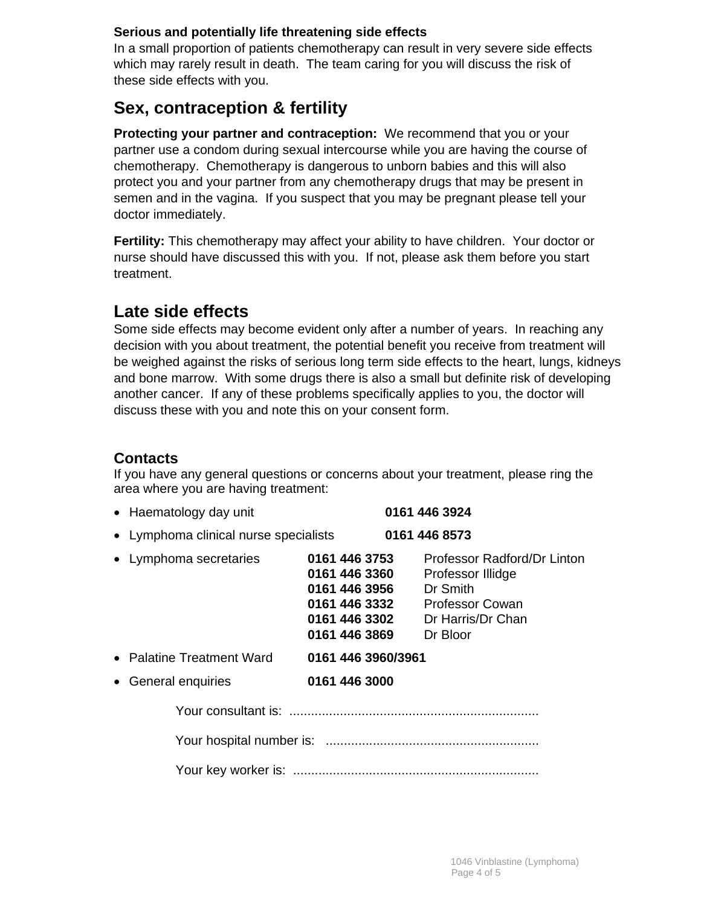**Serious and potentially life threatening side effects**
In a small proportion of patients chemotherapy can result in very severe side effects which may rarely result in death. The team caring for you will discuss the risk of these side effects with you.

## Sex, contraception & fertility

**Protecting your partner and contraception:** We recommend that you or your partner use a condom during sexual intercourse while you are having the course of chemotherapy. Chemotherapy is dangerous to unborn babies and this will also protect you and your partner from any chemotherapy drugs that may be present in semen and in the vagina. If you suspect that you may be pregnant please tell your doctor immediately.

**Fertility:** This chemotherapy may affect your ability to have children. Your doctor or nurse should have discussed this with you. If not, please ask them before you start treatment.

## Late side effects

Some side effects may become evident only after a number of years. In reaching any decision with you about treatment, the potential benefit you receive from treatment will be weighed against the risks of serious long term side effects to the heart, lungs, kidneys and bone marrow. With some drugs there is also a small but definite risk of developing another cancer. If any of these problems specifically applies to you, the doctor will discuss these with you and note this on your consent form.

### Contacts

If you have any general questions or concerns about your treatment, please ring the area where you are having treatment:

- Haematology day unit **0161 446 3924**
- Lymphoma clinical nurse specialists **0161 446 8573**
- Lymphoma secretaries
  - **0161 446 3753** Professor Radford/Dr Linton
  - **0161 446 3360** Professor Illidge
  - **0161 446 3956** Dr Smith
  - **0161 446 3332** Professor Cowan
  - **0161 446 3302** Dr Harris/Dr Chan
  - **0161 446 3869** Dr Bloor
- Palatine Treatment Ward **0161 446 3960/3961**
- General enquiries **0161 446 3000**

Your consultant is: ....................................................................

Your hospital number is: ..........................................................

Your key worker is: ...................................................................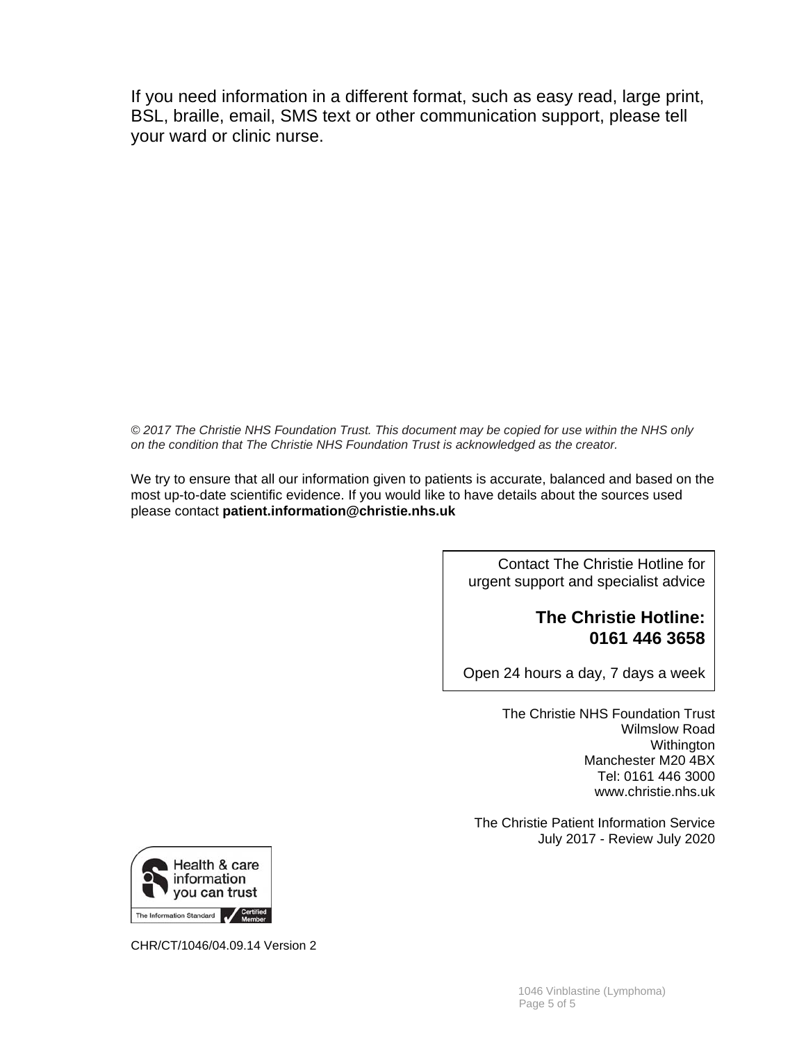If you need information in a different format, such as easy read, large print, BSL, braille, email, SMS text or other communication support, please tell your ward or clinic nurse.

*© 2017 The Christie NHS Foundation Trust. This document may be copied for use within the NHS only on the condition that The Christie NHS Foundation Trust is acknowledged as the creator.*

We try to ensure that all our information given to patients is accurate, balanced and based on the most up-to-date scientific evidence. If you would like to have details about the sources used please contact **patient.information@christie.nhs.uk**

Contact The Christie Hotline for urgent support and specialist advice

**The Christie Hotline: 0161 446 3658**

Open 24 hours a day, 7 days a week

The Christie NHS Foundation Trust
Wilmslow Road
Withington
Manchester M20 4BX
Tel: 0161 446 3000
www.christie.nhs.uk

The Christie Patient Information Service
July 2017 - Review July 2020

Health & care information you can trust
The Information Standard Certified Member

CHR/CT/1046/04.09.14 Version 2